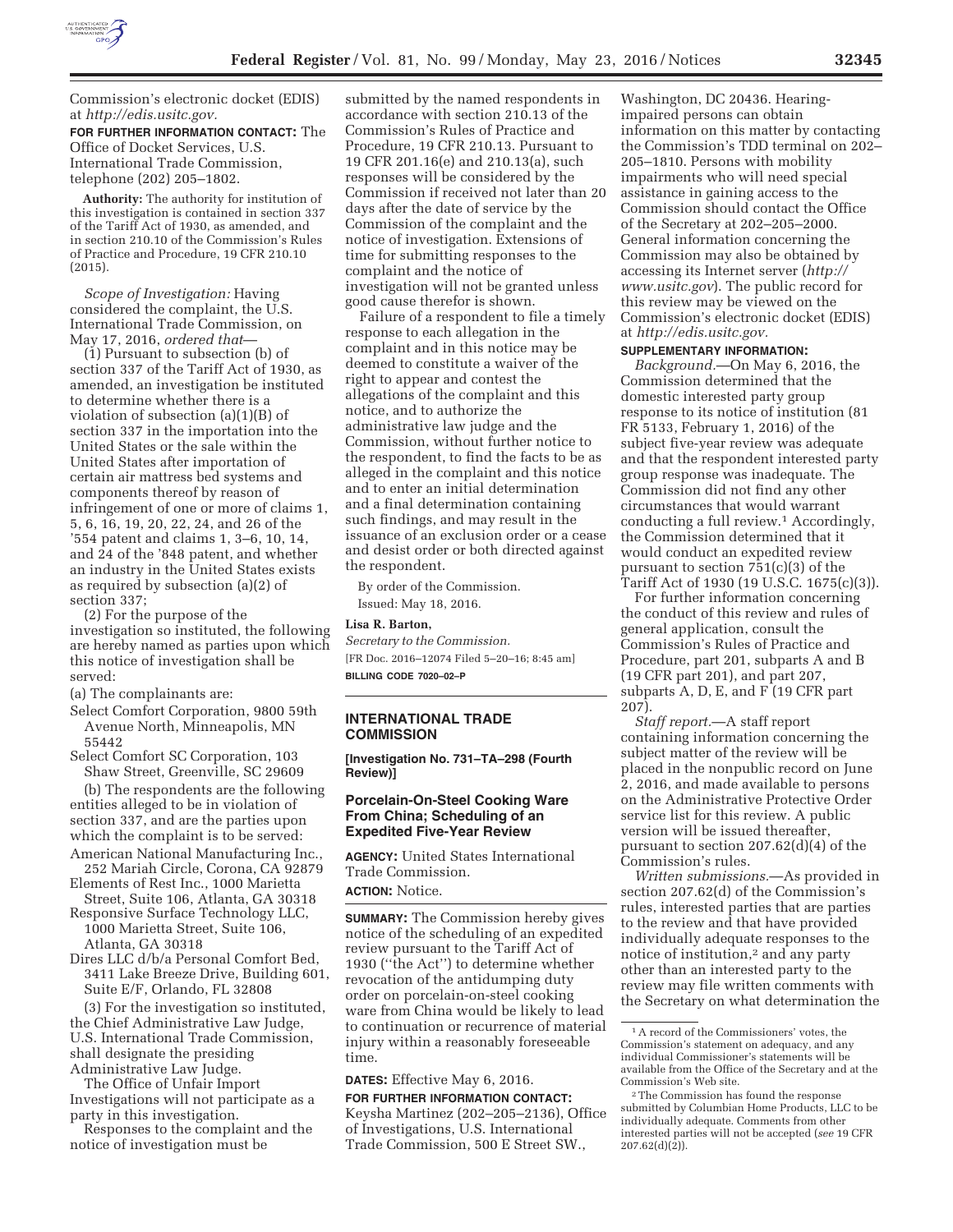Commission's electronic docket (EDIS) at *http://edis.usitc.gov.*

**FOR FURTHER INFORMATION CONTACT:** The Office of Docket Services, U.S. International Trade Commission, telephone (202) 205–1802.

**Authority:** The authority for institution of this investigation is contained in section 337 of the Tariff Act of 1930, as amended, and in section 210.10 of the Commission's Rules of Practice and Procedure, 19 CFR 210.10 (2015).

*Scope of Investigation:* Having considered the complaint, the U.S. International Trade Commission, on May 17, 2016, *ordered that*—

(1) Pursuant to subsection (b) of section 337 of the Tariff Act of 1930, as amended, an investigation be instituted to determine whether there is a violation of subsection (a)(1)(B) of section 337 in the importation into the United States or the sale within the United States after importation of certain air mattress bed systems and components thereof by reason of infringement of one or more of claims 1, 5, 6, 16, 19, 20, 22, 24, and 26 of the '554 patent and claims 1, 3–6, 10, 14, and 24 of the '848 patent, and whether an industry in the United States exists as required by subsection (a)(2) of section 337;

(2) For the purpose of the investigation so instituted, the following are hereby named as parties upon which this notice of investigation shall be served:

(a) The complainants are:

Select Comfort Corporation, 9800 59th Avenue North, Minneapolis, MN 55442

Select Comfort SC Corporation, 103 Shaw Street, Greenville, SC 29609

(b) The respondents are the following entities alleged to be in violation of section 337, and are the parties upon which the complaint is to be served:

American National Manufacturing Inc., 252 Mariah Circle, Corona, CA 92879

Elements of Rest Inc., 1000 Marietta Street, Suite 106, Atlanta, GA 30318

Responsive Surface Technology LLC, 1000 Marietta Street, Suite 106, Atlanta, GA 30318

Dires LLC d/b/a Personal Comfort Bed, 3411 Lake Breeze Drive, Building 601, Suite E/F, Orlando, FL 32808

(3) For the investigation so instituted, the Chief Administrative Law Judge, U.S. International Trade Commission, shall designate the presiding Administrative Law Judge.

The Office of Unfair Import Investigations will not participate as a party in this investigation.

Responses to the complaint and the notice of investigation must be submitted by the named respondents in accordance with section 210.13 of the Commission's Rules of Practice and Procedure, 19 CFR 210.13. Pursuant to 19 CFR 201.16(e) and 210.13(a), such responses will be considered by the Commission if received not later than 20 days after the date of service by the Commission of the complaint and the notice of investigation. Extensions of time for submitting responses to the complaint and the notice of investigation will not be granted unless good cause therefor is shown.

Failure of a respondent to file a timely response to each allegation in the complaint and in this notice may be deemed to constitute a waiver of the right to appear and contest the allegations of the complaint and this notice, and to authorize the administrative law judge and the Commission, without further notice to the respondent, to find the facts to be as alleged in the complaint and this notice and to enter an initial determination and a final determination containing such findings, and may result in the issuance of an exclusion order or a cease and desist order or both directed against the respondent.

By order of the Commission.

Issued: May 18, 2016.

**Lisa R. Barton,**

*Secretary to the Commission.*

[FR Doc. 2016–12074 Filed 5–20–16; 8:45 am]

**BILLING CODE 7020–02–P**

---

## INTERNATIONAL TRADE COMMISSION

**[Investigation No. 731–TA–298 (Fourth Review)]**

## Porcelain-On-Steel Cooking Ware From China; Scheduling of an Expedited Five-Year Review

**AGENCY:** United States International Trade Commission.

**ACTION:** Notice.

**SUMMARY:** The Commission hereby gives notice of the scheduling of an expedited review pursuant to the Tariff Act of 1930 (''the Act'') to determine whether revocation of the antidumping duty order on porcelain-on-steel cooking ware from China would be likely to lead to continuation or recurrence of material injury within a reasonably foreseeable time.

**DATES:** Effective May 6, 2016.

**FOR FURTHER INFORMATION CONTACT:** Keysha Martinez (202–205–2136), Office of Investigations, U.S. International Trade Commission, 500 E Street SW., Washington, DC 20436. Hearing-impaired persons can obtain information on this matter by contacting the Commission's TDD terminal on 202–205–1810. Persons with mobility impairments who will need special assistance in gaining access to the Commission should contact the Office of the Secretary at 202–205–2000. General information concerning the Commission may also be obtained by accessing its Internet server (*http://www.usitc.gov*). The public record for this review may be viewed on the Commission's electronic docket (EDIS) at *http://edis.usitc.gov.*

**SUPPLEMENTARY INFORMATION:**

*Background.*—On May 6, 2016, the Commission determined that the domestic interested party group response to its notice of institution (81 FR 5133, February 1, 2016) of the subject five-year review was adequate and that the respondent interested party group response was inadequate. The Commission did not find any other circumstances that would warrant conducting a full review.[1] Accordingly, the Commission determined that it would conduct an expedited review pursuant to section 751(c)(3) of the Tariff Act of 1930 (19 U.S.C. 1675(c)(3)).

For further information concerning the conduct of this review and rules of general application, consult the Commission's Rules of Practice and Procedure, part 201, subparts A and B (19 CFR part 201), and part 207, subparts A, D, E, and F (19 CFR part 207).

*Staff report.*—A staff report containing information concerning the subject matter of the review will be placed in the nonpublic record on June 2, 2016, and made available to persons on the Administrative Protective Order service list for this review. A public version will be issued thereafter, pursuant to section 207.62(d)(4) of the Commission's rules.

*Written submissions.*—As provided in section 207.62(d) of the Commission's rules, interested parties that are parties to the review and that have provided individually adequate responses to the notice of institution,[2] and any party other than an interested party to the review may file written comments with the Secretary on what determination the

---

[1] A record of the Commissioners' votes, the Commission's statement on adequacy, and any individual Commissioner's statements will be available from the Office of the Secretary and at the Commission's Web site.

[2] The Commission has found the response submitted by Columbian Home Products, LLC to be individually adequate. Comments from other interested parties will not be accepted (*see* 19 CFR 207.62(d)(2)).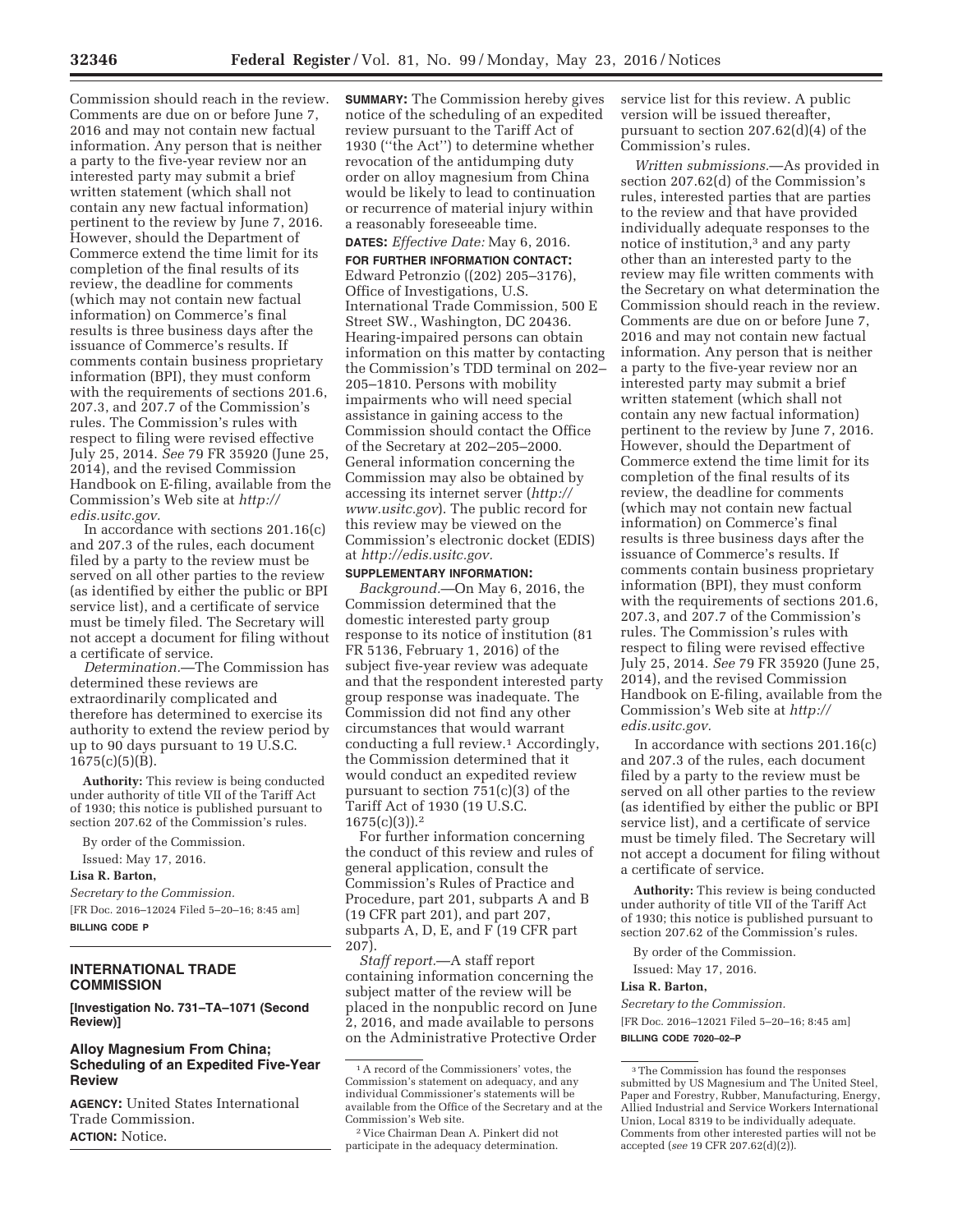Commission should reach in the review. Comments are due on or before June 7, 2016 and may not contain new factual information. Any person that is neither a party to the five-year review nor an interested party may submit a brief written statement (which shall not contain any new factual information) pertinent to the review by June 7, 2016. However, should the Department of Commerce extend the time limit for its completion of the final results of its review, the deadline for comments (which may not contain new factual information) on Commerce's final results is three business days after the issuance of Commerce's results. If comments contain business proprietary information (BPI), they must conform with the requirements of sections 201.6, 207.3, and 207.7 of the Commission's rules. The Commission's rules with respect to filing were revised effective July 25, 2014. *See* 79 FR 35920 (June 25, 2014), and the revised Commission Handbook on E-filing, available from the Commission's Web site at *http://edis.usitc.gov.*

In accordance with sections 201.16(c) and 207.3 of the rules, each document filed by a party to the review must be served on all other parties to the review (as identified by either the public or BPI service list), and a certificate of service must be timely filed. The Secretary will not accept a document for filing without a certificate of service.

*Determination.*—The Commission has determined these reviews are extraordinarily complicated and therefore has determined to exercise its authority to extend the review period by up to 90 days pursuant to 19 U.S.C. 1675(c)(5)(B).

**Authority:** This review is being conducted under authority of title VII of the Tariff Act of 1930; this notice is published pursuant to section 207.62 of the Commission's rules.

By order of the Commission.

Issued: May 17, 2016.

**Lisa R. Barton,**

*Secretary to the Commission.*

[FR Doc. 2016–12024 Filed 5–20–16; 8:45 am]

**BILLING CODE P**

## INTERNATIONAL TRADE COMMISSION

**[Investigation No. 731–TA–1071 (Second Review)]**

## Alloy Magnesium From China; Scheduling of an Expedited Five-Year Review

**AGENCY:** United States International Trade Commission.

**ACTION:** Notice.

**SUMMARY:** The Commission hereby gives notice of the scheduling of an expedited review pursuant to the Tariff Act of 1930 ("the Act") to determine whether revocation of the antidumping duty order on alloy magnesium from China would be likely to lead to continuation or recurrence of material injury within a reasonably foreseeable time.

**DATES:** *Effective Date:* May 6, 2016.

**FOR FURTHER INFORMATION CONTACT:** Edward Petronzio ((202) 205–3176), Office of Investigations, U.S. International Trade Commission, 500 E Street SW., Washington, DC 20436. Hearing-impaired persons can obtain information on this matter by contacting the Commission's TDD terminal on 202–205–1810. Persons with mobility impairments who will need special assistance in gaining access to the Commission should contact the Office of the Secretary at 202–205–2000. General information concerning the Commission may also be obtained by accessing its internet server (*http://www.usitc.gov*). The public record for this review may be viewed on the Commission's electronic docket (EDIS) at *http://edis.usitc.gov.*

**SUPPLEMENTARY INFORMATION:**

*Background.*—On May 6, 2016, the Commission determined that the domestic interested party group response to its notice of institution (81 FR 5136, February 1, 2016) of the subject five-year review was adequate and that the respondent interested party group response was inadequate. The Commission did not find any other circumstances that would warrant conducting a full review.[1] Accordingly, the Commission determined that it would conduct an expedited review pursuant to section 751(c)(3) of the Tariff Act of 1930 (19 U.S.C. 1675(c)(3)).[2]

For further information concerning the conduct of this review and rules of general application, consult the Commission's Rules of Practice and Procedure, part 201, subparts A and B (19 CFR part 201), and part 207, subparts A, D, E, and F (19 CFR part 207).

*Staff report.*—A staff report containing information concerning the subject matter of the review will be placed in the nonpublic record on June 2, 2016, and made available to persons on the Administrative Protective Order service list for this review. A public version will be issued thereafter, pursuant to section 207.62(d)(4) of the Commission's rules.

*Written submissions.*—As provided in section 207.62(d) of the Commission's rules, interested parties that are parties to the review and that have provided individually adequate responses to the notice of institution,[3] and any party other than an interested party to the review may file written comments with the Secretary on what determination the Commission should reach in the review. Comments are due on or before June 7, 2016 and may not contain new factual information. Any person that is neither a party to the five-year review nor an interested party may submit a brief written statement (which shall not contain any new factual information) pertinent to the review by June 7, 2016. However, should the Department of Commerce extend the time limit for its completion of the final results of its review, the deadline for comments (which may not contain new factual information) on Commerce's final results is three business days after the issuance of Commerce's results. If comments contain business proprietary information (BPI), they must conform with the requirements of sections 201.6, 207.3, and 207.7 of the Commission's rules. The Commission's rules with respect to filing were revised effective July 25, 2014. *See* 79 FR 35920 (June 25, 2014), and the revised Commission Handbook on E-filing, available from the Commission's Web site at *http://edis.usitc.gov.*

In accordance with sections 201.16(c) and 207.3 of the rules, each document filed by a party to the review must be served on all other parties to the review (as identified by either the public or BPI service list), and a certificate of service must be timely filed. The Secretary will not accept a document for filing without a certificate of service.

**Authority:** This review is being conducted under authority of title VII of the Tariff Act of 1930; this notice is published pursuant to section 207.62 of the Commission's rules.

By order of the Commission.

Issued: May 17, 2016.

**Lisa R. Barton,**

*Secretary to the Commission.*

[FR Doc. 2016–12021 Filed 5–20–16; 8:45 am]

**BILLING CODE 7020–02–P**

---

[1] A record of the Commissioners' votes, the Commission's statement on adequacy, and any individual Commissioner's statements will be available from the Office of the Secretary and at the Commission's Web site.

[2] Vice Chairman Dean A. Pinkert did not participate in the adequacy determination.

[3] The Commission has found the responses submitted by US Magnesium and The United Steel, Paper and Forestry, Rubber, Manufacturing, Energy, Allied Industrial and Service Workers International Union, Local 8319 to be individually adequate. Comments from other interested parties will not be accepted (*see* 19 CFR 207.62(d)(2)).